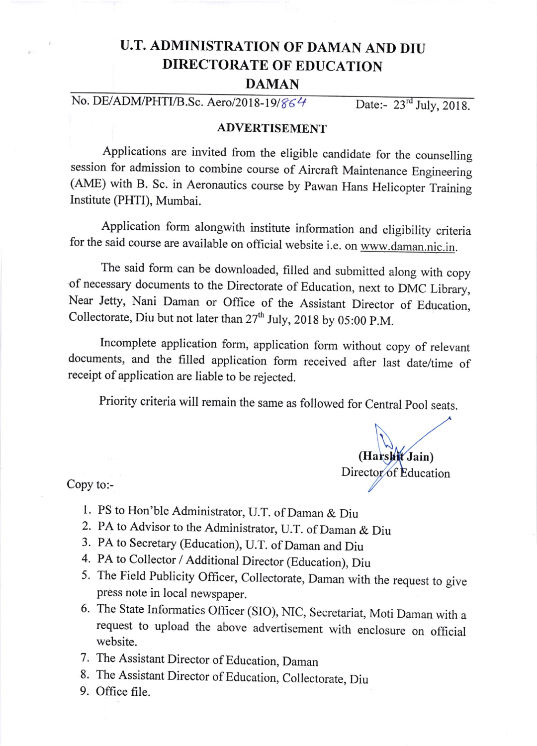# U.T. ADMINISTRATION OF DAMAN AND DIU
# DIRECTORATE OF EDUCATION
# DAMAN

No. DE/ADM/PHTI/B.Sc. Aero/2018-19/864 Date:- 23rd July, 2018.

## ADVERTISEMENT

Applications are invited from the eligible candidate for the counselling session for admission to combine course of Aircraft Maintenance Engineering (AME) with B. Sc. in Aeronautics course by Pawan Hans Helicopter Training Institute (PHTI), Mumbai.

Application form alongwith institute information and eligibility criteria for the said course are available on official website i.e. on www.daman.nic.in.

The said form can be downloaded, filled and submitted along with copy of necessary documents to the Directorate of Education, next to DMC Library, Near Jetty, Nani Daman or Office of the Assistant Director of Education, Collectorate, Diu but not later than 27th July, 2018 by 05:00 P.M.

Incomplete application form, application form without copy of relevant documents, and the filled application form received after last date/time of receipt of application are liable to be rejected.

Priority criteria will remain the same as followed for Central Pool seats.

**(Harshit Jain)**
Director of Education

Copy to:-

1. PS to Hon'ble Administrator, U.T. of Daman & Diu
2. PA to Advisor to the Administrator, U.T. of Daman & Diu
3. PA to Secretary (Education), U.T. of Daman and Diu
4. PA to Collector / Additional Director (Education), Diu
5. The Field Publicity Officer, Collectorate, Daman with the request to give press note in local newspaper.
6. The State Informatics Officer (SIO), NIC, Secretariat, Moti Daman with a request to upload the above advertisement with enclosure on official website.
7. The Assistant Director of Education, Daman
8. The Assistant Director of Education, Collectorate, Diu
9. Office file.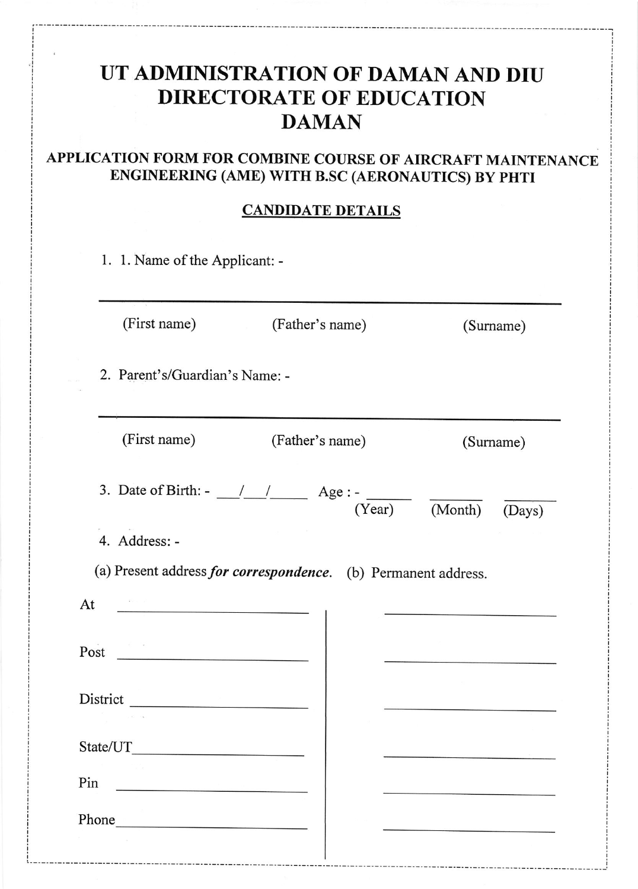# UT ADMINISTRATION OF DAMAN AND DIU
# DIRECTORATE OF EDUCATION
# DAMAN

## APPLICATION FORM FOR COMBINE COURSE OF AIRCRAFT MAINTENANCE ENGINEERING (AME) WITH B.SC (AERONAUTICS) BY PHTI

### CANDIDATE DETAILS

1. 1. Name of the Applicant: -

_______________________________________________

(First name) (Father's name) (Surname)

2. Parent's/Guardian's Name: -

_______________________________________________

(First name) (Father's name) (Surname)

3. Date of Birth: - ___/___/_____ Age : - ______ (Year) ______ (Month) ______ (Days)

4. Address: -

(a) Present address *for correspondence*. (b) Permanent address.

| | (a) Present address *for correspondence* | (b) Permanent address |
|---|---|---|
| At | ____________________ | ____________________ |
| Post | ____________________ | ____________________ |
| District | ____________________ | ____________________ |
| State/UT | ____________________ | ____________________ |
| Pin | ____________________ | ____________________ |
| Phone | ____________________ | ____________________ |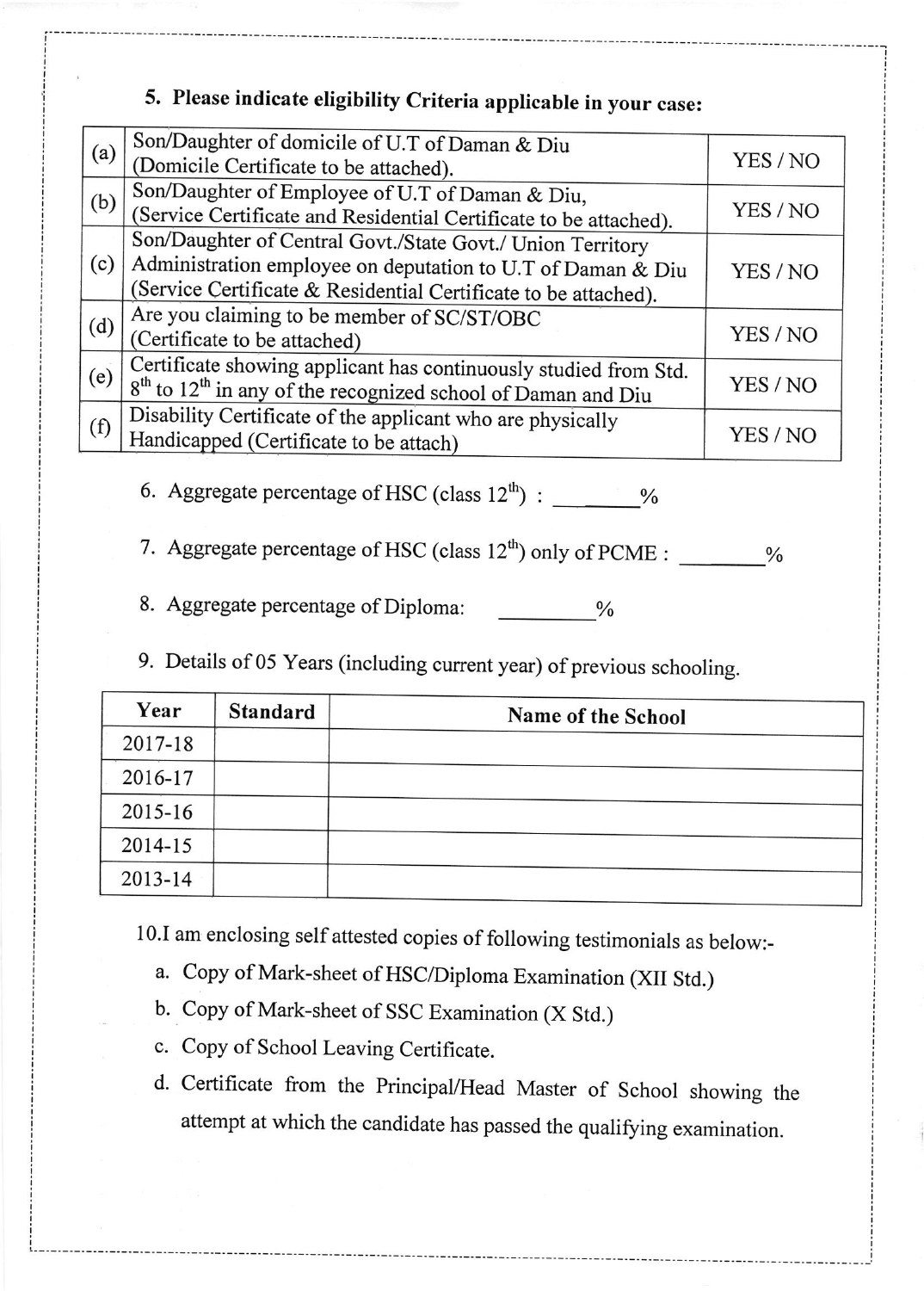5. **Please indicate eligibility Criteria applicable in your case:**

| | | |
|---|---|---|
| (a) | Son/Daughter of domicile of U.T of Daman & Diu (Domicile Certificate to be attached). | YES / NO |
| (b) | Son/Daughter of Employee of U.T of Daman & Diu, (Service Certificate and Residential Certificate to be attached). | YES / NO |
| (c) | Son/Daughter of Central Govt./State Govt./ Union Territory Administration employee on deputation to U.T of Daman & Diu (Service Certificate & Residential Certificate to be attached). | YES / NO |
| (d) | Are you claiming to be member of SC/ST/OBC (Certificate to be attached) | YES / NO |
| (e) | Certificate showing applicant has continuously studied from Std. 8th to 12th in any of the recognized school of Daman and Diu | YES / NO |
| (f) | Disability Certificate of the applicant who are physically Handicapped (Certificate to be attach) | YES / NO |

6. Aggregate percentage of HSC (class 12th) : ________%

7. Aggregate percentage of HSC (class 12th) only of PCME : ________%

8. Aggregate percentage of Diploma: ________%

9. Details of 05 Years (including current year) of previous schooling.

| Year | Standard | Name of the School |
|---|---|---|
| 2017-18 | | |
| 2016-17 | | |
| 2015-16 | | |
| 2014-15 | | |
| 2013-14 | | |

10. I am enclosing self attested copies of following testimonials as below:-

a. Copy of Mark-sheet of HSC/Diploma Examination (XII Std.)

b. Copy of Mark-sheet of SSC Examination (X Std.)

c. Copy of School Leaving Certificate.

d. Certificate from the Principal/Head Master of School showing the attempt at which the candidate has passed the qualifying examination.